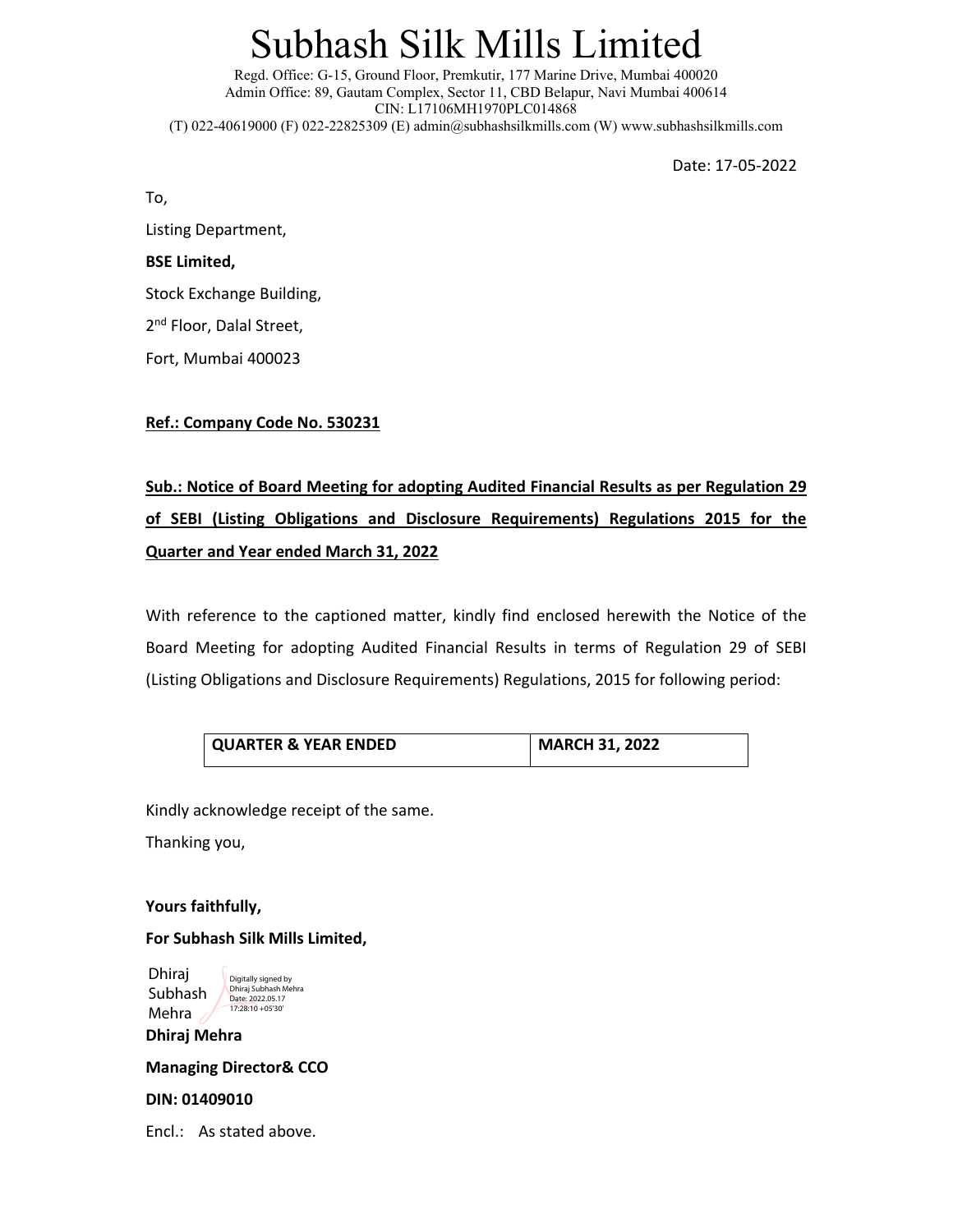# Subhash Silk Mills Limited

Regd. Office: G-15, Ground Floor, Premkutir, 177 Marine Drive, Mumbai 400020
Admin Office: 89, Gautam Complex, Sector 11, CBD Belapur, Navi Mumbai 400614
CIN: L17106MH1970PLC014868
(T) 022-40619000 (F) 022-22825309 (E) admin@subhashsilkmills.com (W) www.subhashsilkmills.com

Date: 17-05-2022

To,

Listing Department,

**BSE Limited,**

Stock Exchange Building,

2nd Floor, Dalal Street,

Fort, Mumbai 400023

**Ref.: Company Code No. 530231**

**Sub.: Notice of Board Meeting for adopting Audited Financial Results as per Regulation 29 of SEBI (Listing Obligations and Disclosure Requirements) Regulations 2015 for the Quarter and Year ended March 31, 2022**

With reference to the captioned matter, kindly find enclosed herewith the Notice of the Board Meeting for adopting Audited Financial Results in terms of Regulation 29 of SEBI (Listing Obligations and Disclosure Requirements) Regulations, 2015 for following period:

| QUARTER & YEAR ENDED | MARCH 31, 2022 |
|---|---|

Kindly acknowledge receipt of the same.

Thanking you,

**Yours faithfully,**

**For Subhash Silk Mills Limited,**

Dhiraj Subhash Mehra
Digitally signed by Dhiraj Subhash Mehra
Date: 2022.05.17 17:28:10 +05'30'

**Dhiraj Mehra**

**Managing Director& CCO**

**DIN: 01409010**

Encl.: As stated above.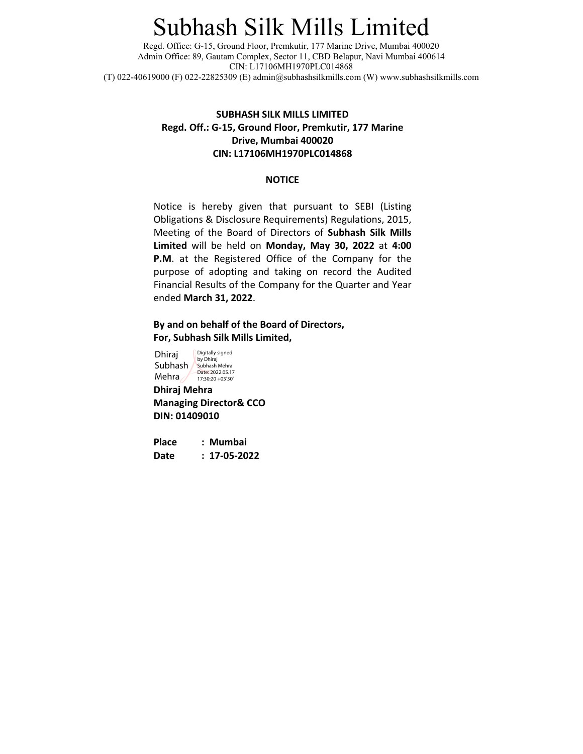# Subhash Silk Mills Limited

Regd. Office: G-15, Ground Floor, Premkutir, 177 Marine Drive, Mumbai 400020
Admin Office: 89, Gautam Complex, Sector 11, CBD Belapur, Navi Mumbai 400614
CIN: L17106MH1970PLC014868
(T) 022-40619000 (F) 022-22825309 (E) admin@subhashsilkmills.com (W) www.subhashsilkmills.com

**SUBHASH SILK MILLS LIMITED**
**Regd. Off.: G-15, Ground Floor, Premkutir, 177 Marine Drive, Mumbai 400020**
**CIN: L17106MH1970PLC014868**

**NOTICE**

Notice is hereby given that pursuant to SEBI (Listing Obligations & Disclosure Requirements) Regulations, 2015, Meeting of the Board of Directors of **Subhash Silk Mills Limited** will be held on **Monday, May 30, 2022** at **4:00 P.M**. at the Registered Office of the Company for the purpose of adopting and taking on record the Audited Financial Results of the Company for the Quarter and Year ended **March 31, 2022**.

**By and on behalf of the Board of Directors,**
**For, Subhash Silk Mills Limited,**

Dhiraj Subhash Mehra
Digitally signed by Dhiraj Subhash Mehra
Date: 2022.05.17 17:30:20 +05'30'

**Dhiraj Mehra**
**Managing Director& CCO**
**DIN: 01409010**

**Place : Mumbai**
**Date : 17-05-2022**